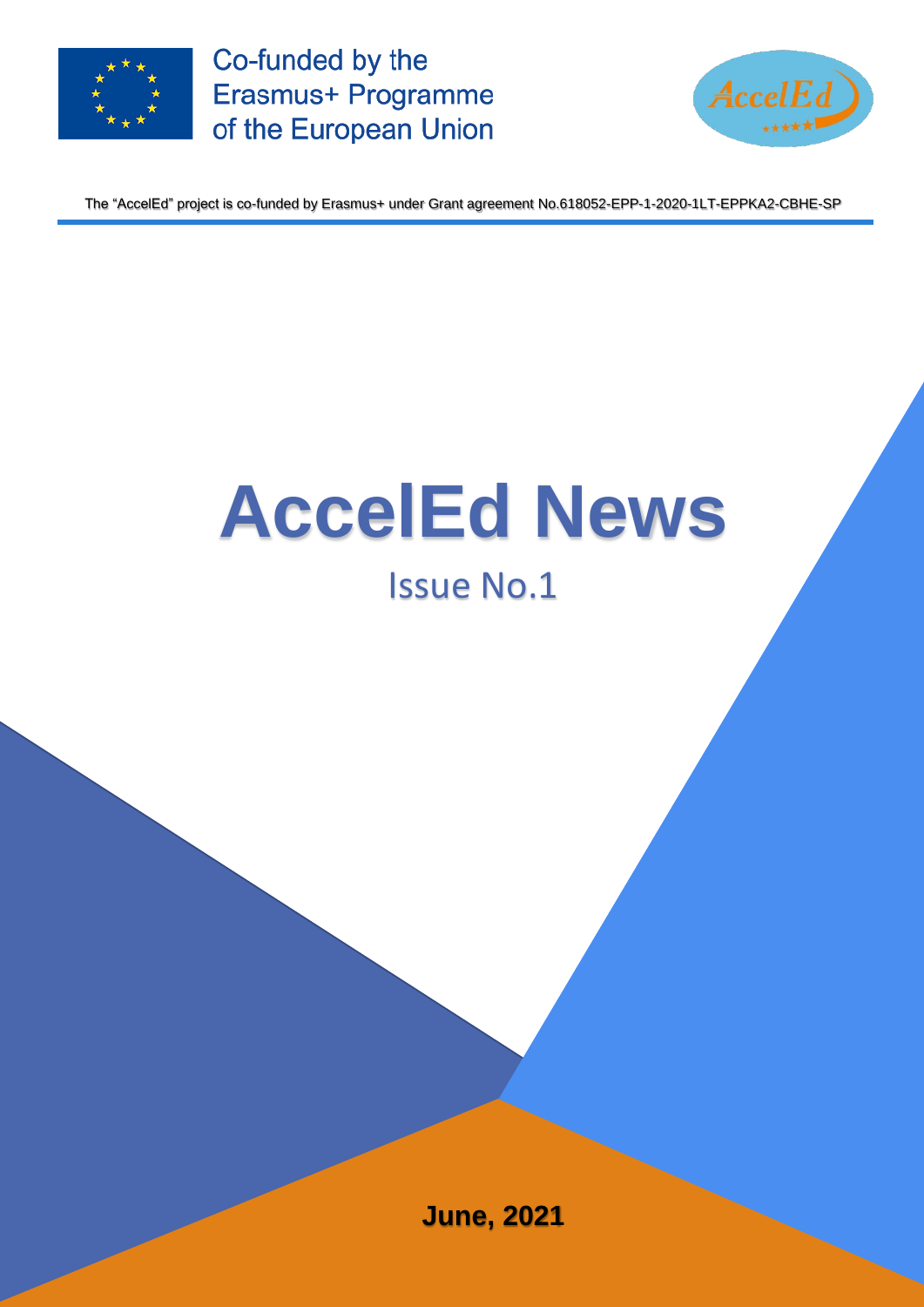Co-funded by the Erasmus+ Programme of the European Union

The "AccelEd" project is co-funded by Erasmus+ under Grant agreement No.618052-EPP-1-2020-1LT-EPPKA2-CBHE-SP

# AccelEd News

## Issue No.1

**June, 2021**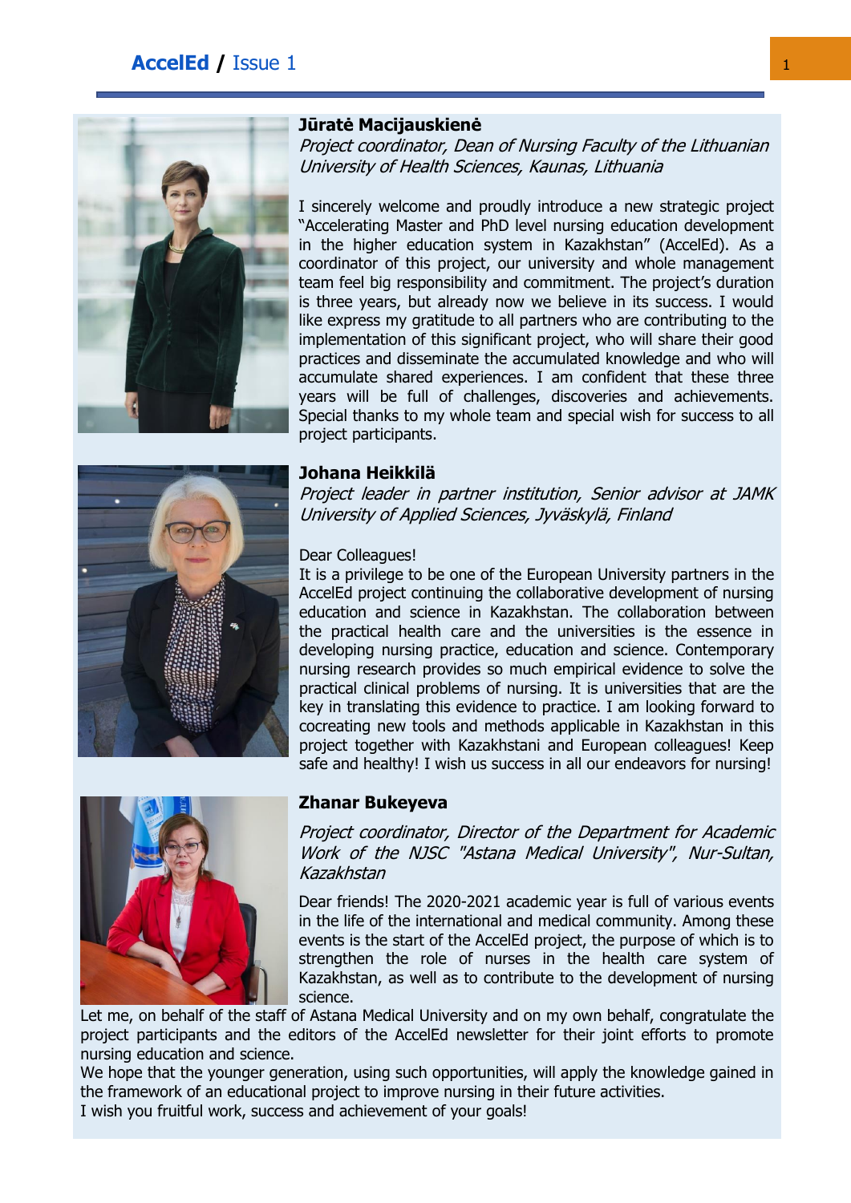**Jūratė Macijauskienė**

*Project coordinator, Dean of Nursing Faculty of the Lithuanian University of Health Sciences, Kaunas, Lithuania*

I sincerely welcome and proudly introduce a new strategic project "Accelerating Master and PhD level nursing education development in the higher education system in Kazakhstan" (AccelEd). As a coordinator of this project, our university and whole management team feel big responsibility and commitment. The project's duration is three years, but already now we believe in its success. I would like express my gratitude to all partners who are contributing to the implementation of this significant project, who will share their good practices and disseminate the accumulated knowledge and who will accumulate shared experiences. I am confident that these three years will be full of challenges, discoveries and achievements. Special thanks to my whole team and special wish for success to all project participants.

**Johana Heikkilä**

*Project leader in partner institution, Senior advisor at JAMK University of Applied Sciences, Jyväskylä, Finland*

Dear Colleagues!

It is a privilege to be one of the European University partners in the AccelEd project continuing the collaborative development of nursing education and science in Kazakhstan. The collaboration between the practical health care and the universities is the essence in developing nursing practice, education and science. Contemporary nursing research provides so much empirical evidence to solve the practical clinical problems of nursing. It is universities that are the key in translating this evidence to practice. I am looking forward to cocreating new tools and methods applicable in Kazakhstan in this project together with Kazakhstani and European colleagues! Keep safe and healthy! I wish us success in all our endeavors for nursing!

**Zhanar Bukeyeva**

*Project coordinator, Director of the Department for Academic Work of the NJSC "Astana Medical University", Nur-Sultan, Kazakhstan*

Dear friends! The 2020-2021 academic year is full of various events in the life of the international and medical community. Among these events is the start of the AccelEd project, the purpose of which is to strengthen the role of nurses in the health care system of Kazakhstan, as well as to contribute to the development of nursing science.

Let me, on behalf of the staff of Astana Medical University and on my own behalf, congratulate the project participants and the editors of the AccelEd newsletter for their joint efforts to promote nursing education and science.

We hope that the younger generation, using such opportunities, will apply the knowledge gained in the framework of an educational project to improve nursing in their future activities.

I wish you fruitful work, success and achievement of your goals!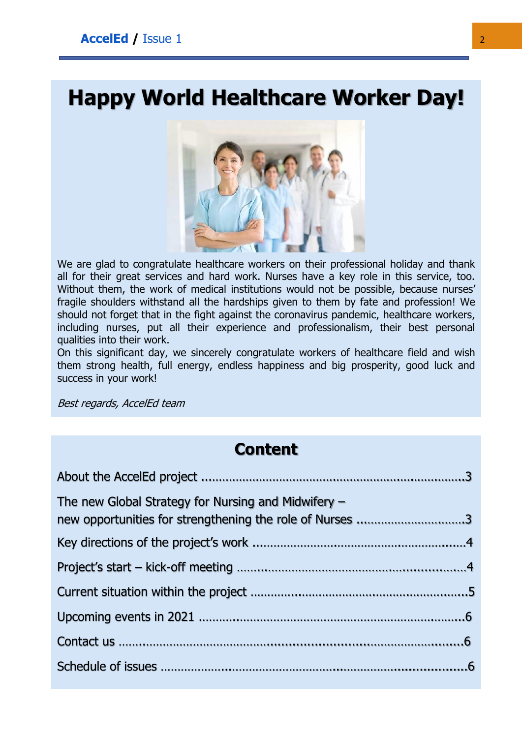# Happy World Healthcare Worker Day!

We are glad to congratulate healthcare workers on their professional holiday and thank all for their great services and hard work. Nurses have a key role in this service, too. Without them, the work of medical institutions would not be possible, because nurses' fragile shoulders withstand all the hardships given to them by fate and profession! We should not forget that in the fight against the coronavirus pandemic, healthcare workers, including nurses, put all their experience and professionalism, their best personal qualities into their work.

On this significant day, we sincerely congratulate workers of healthcare field and wish them strong health, full energy, endless happiness and big prosperity, good luck and success in your work!

*Best regards, AccelEd team*

## Content

About the AccelEd project ........................................................................3

The new Global Strategy for Nursing and Midwifery – new opportunities for strengthening the role of Nurses ................................3

Key directions of the project's work ..........................................................4

Project's start – kick-off meeting ................................................................4

Current situation within the project ............................................................5

Upcoming events in 2021 ...........................................................................6

Contact us ....................................................................................................6

Schedule of issues .......................................................................................6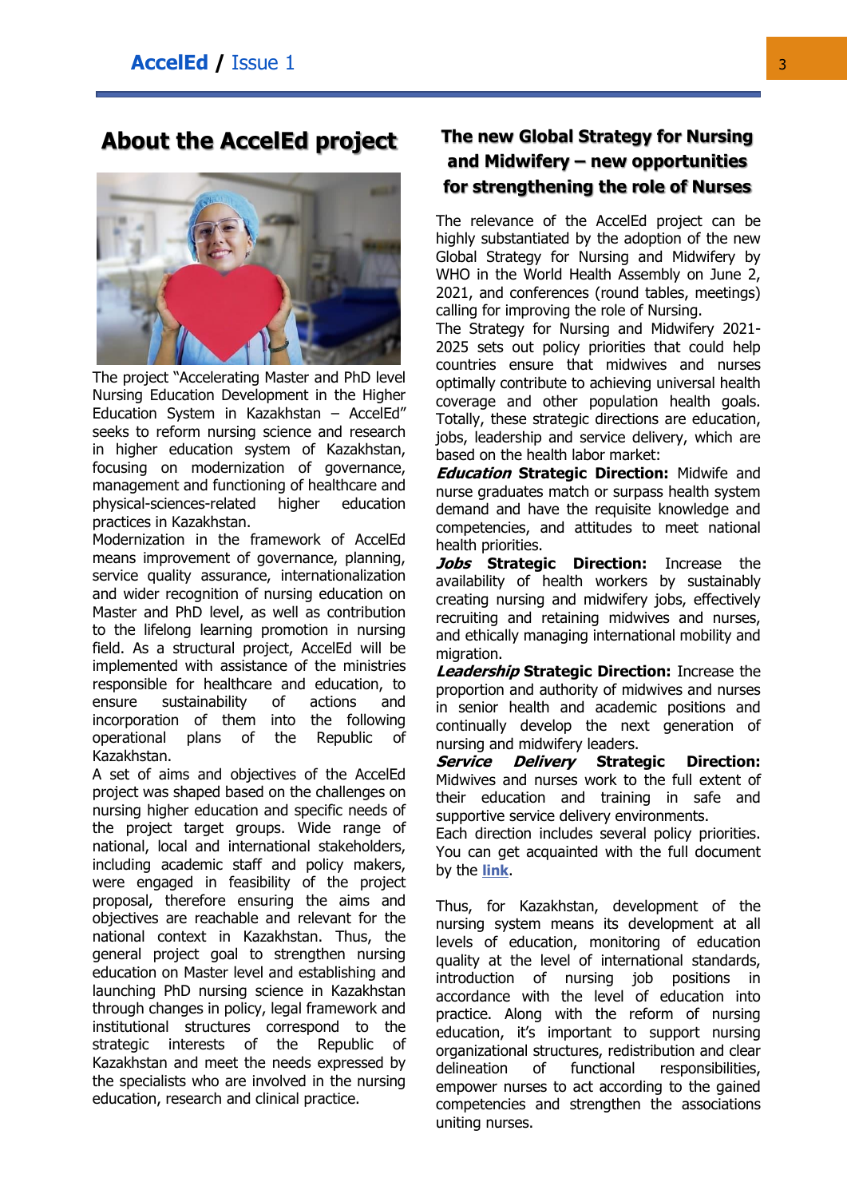## About the AccelEd project

The project "Accelerating Master and PhD level Nursing Education Development in the Higher Education System in Kazakhstan – AccelEd" seeks to reform nursing science and research in higher education system of Kazakhstan, focusing on modernization of governance, management and functioning of healthcare and physical-sciences-related higher education practices in Kazakhstan.

Modernization in the framework of AccelEd means improvement of governance, planning, service quality assurance, internationalization and wider recognition of nursing education on Master and PhD level, as well as contribution to the lifelong learning promotion in nursing field. As a structural project, AccelEd will be implemented with assistance of the ministries responsible for healthcare and education, to ensure sustainability of actions and incorporation of them into the following operational plans of the Republic of Kazakhstan.

A set of aims and objectives of the AccelEd project was shaped based on the challenges on nursing higher education and specific needs of the project target groups. Wide range of national, local and international stakeholders, including academic staff and policy makers, were engaged in feasibility of the project proposal, therefore ensuring the aims and objectives are reachable and relevant for the national context in Kazakhstan. Thus, the general project goal to strengthen nursing education on Master level and establishing and launching PhD nursing science in Kazakhstan through changes in policy, legal framework and institutional structures correspond to the strategic interests of the Republic of Kazakhstan and meet the needs expressed by the specialists who are involved in the nursing education, research and clinical practice.

## The new Global Strategy for Nursing and Midwifery – new opportunities for strengthening the role of Nurses

The relevance of the AccelEd project can be highly substantiated by the adoption of the new Global Strategy for Nursing and Midwifery by WHO in the World Health Assembly on June 2, 2021, and conferences (round tables, meetings) calling for improving the role of Nursing.

The Strategy for Nursing and Midwifery 2021-2025 sets out policy priorities that could help countries ensure that midwives and nurses optimally contribute to achieving universal health coverage and other population health goals. Totally, these strategic directions are education, jobs, leadership and service delivery, which are based on the health labor market:

***Education* Strategic Direction:** Midwife and nurse graduates match or surpass health system demand and have the requisite knowledge and competencies, and attitudes to meet national health priorities.

***Jobs* Strategic Direction:** Increase the availability of health workers by sustainably creating nursing and midwifery jobs, effectively recruiting and retaining midwives and nurses, and ethically managing international mobility and migration.

***Leadership* Strategic Direction:** Increase the proportion and authority of midwives and nurses in senior health and academic positions and continually develop the next generation of nursing and midwifery leaders.

***Service Delivery* Strategic Direction:** Midwives and nurses work to the full extent of their education and training in safe and supportive service delivery environments.

Each direction includes several policy priorities. You can get acquainted with the full document by the **link**.

Thus, for Kazakhstan, development of the nursing system means its development at all levels of education, monitoring of education quality at the level of international standards, introduction of nursing job positions in accordance with the level of education into practice. Along with the reform of nursing education, it's important to support nursing organizational structures, redistribution and clear delineation of functional responsibilities, empower nurses to act according to the gained competencies and strengthen the associations uniting nurses.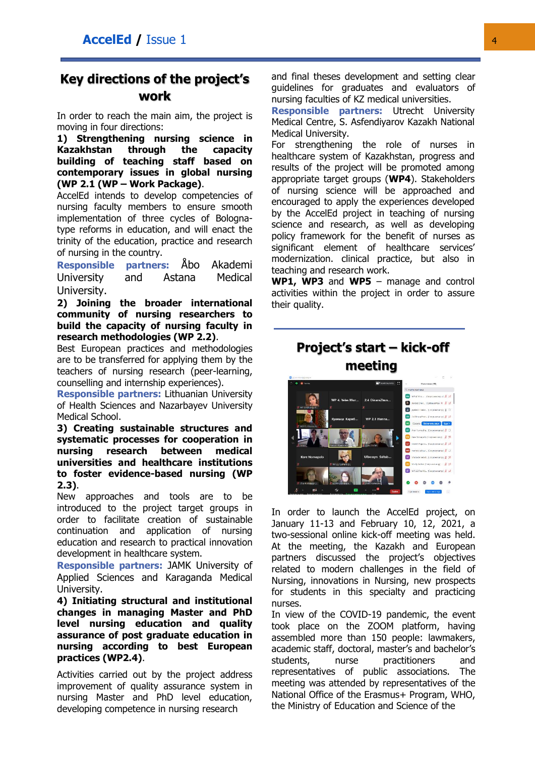## Key directions of the project's work

In order to reach the main aim, the project is moving in four directions:

**1) Strengthening nursing science in Kazakhstan through the capacity building of teaching staff based on contemporary issues in global nursing (WP 2.1 (WP – Work Package)**.

AccelEd intends to develop competencies of nursing faculty members to ensure smooth implementation of three cycles of Bologna-type reform in education, and will enact the trinity of the education, practice and research of nursing in the country.

**Responsible partners:** Åbo Akademi University and Astana Medical University.

**2) Joining the broader international community of nursing researchers to build the capacity of nursing faculty in research methodologies (WP 2.2)**.

Best European practices and methodologies are to be transferred for applying them by the teachers of nursing research (peer-learning, counselling and internship experiences).

**Responsible partners:** Lithuanian University of Health Sciences and Nazarbayev University Medical School.

**3) Creating sustainable structures and systematic processes for cooperation in nursing research between medical universities and healthcare institutions to foster evidence-based nursing (WP 2.3)**.

New approaches and tools are to be introduced to the project target groups in order to facilitate creation of sustainable continuation and application of nursing education and research to practical innovation development in healthcare system.

**Responsible partners:** JAMK University of Applied Sciences and Karaganda Medical University.

**4) Initiating structural and institutional changes in managing Master and PhD level nursing education and quality assurance of post graduate education in nursing according to best European practices (WP2.4)**.

Activities carried out by the project address improvement of quality assurance system in nursing Master and PhD level education, developing competence in nursing research and final theses development and setting clear guidelines for graduates and evaluators of nursing faculties of KZ medical universities.

**Responsible partners:** Utrecht University Medical Centre, S. Asfendiyarov Kazakh National Medical University.

For strengthening the role of nurses in healthcare system of Kazakhstan, progress and results of the project will be promoted among appropriate target groups (**WP4**). Stakeholders of nursing science will be approached and encouraged to apply the experiences developed by the AccelEd project in teaching of nursing science and research, as well as developing policy framework for the benefit of nurses as significant element of healthcare services' modernization. clinical practice, but also in teaching and research work.

**WP1, WP3** and **WP5** – manage and control activities within the project in order to assure their quality.

## Project's start – kick-off meeting

In order to launch the AccelEd project, on January 11-13 and February 10, 12, 2021, a two-sessional online kick-off meeting was held. At the meeting, the Kazakh and European partners discussed the project's objectives related to modern challenges in the field of Nursing, innovations in Nursing, new prospects for students in this specialty and practicing nurses.

In view of the COVID-19 pandemic, the event took place on the ZOOM platform, having assembled more than 150 people: lawmakers, academic staff, doctoral, master's and bachelor's students, nurse practitioners and representatives of public associations. The meeting was attended by representatives of the National Office of the Erasmus+ Program, WHO, the Ministry of Education and Science of the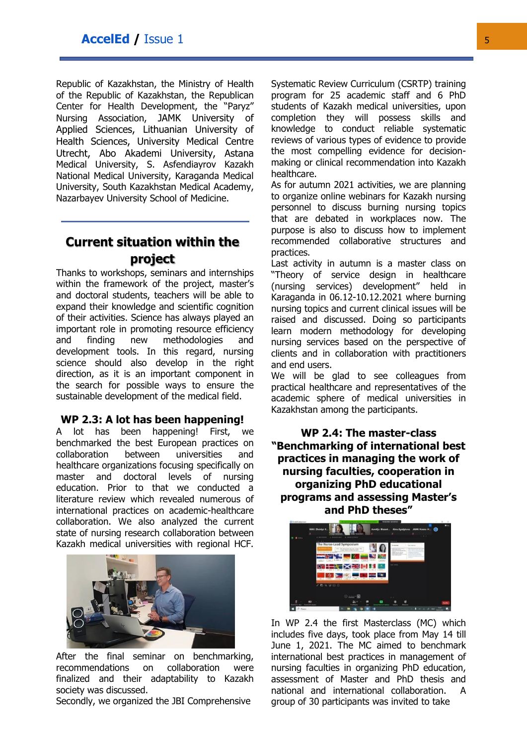Republic of Kazakhstan, the Ministry of Health of the Republic of Kazakhstan, the Republican Center for Health Development, the "Paryz" Nursing Association, JAMK University of Applied Sciences, Lithuanian University of Health Sciences, University Medical Centre Utrecht, Abo Akademi University, Astana Medical University, S. Asfendiayrov Kazakh National Medical University, Karaganda Medical University, South Kazakhstan Medical Academy, Nazarbayev University School of Medicine.

## Current situation within the project

Thanks to workshops, seminars and internships within the framework of the project, master's and doctoral students, teachers will be able to expand their knowledge and scientific cognition of their activities. Science has always played an important role in promoting resource efficiency and finding new methodologies and development tools. In this regard, nursing science should also develop in the right direction, as it is an important component in the search for possible ways to ensure the sustainable development of the medical field.

### WP 2.3: A lot has been happening!

A lot has been happening! First, we benchmarked the best European practices on collaboration between universities and healthcare organizations focusing specifically on master and doctoral levels of nursing education. Prior to that we conducted a literature review which revealed numerous of international practices on academic-healthcare collaboration. We also analyzed the current state of nursing research collaboration between Kazakh medical universities with regional HCF.

After the final seminar on benchmarking, recommendations on collaboration were finalized and their adaptability to Kazakh society was discussed.

Secondly, we organized the JBI Comprehensive Systematic Review Curriculum (CSRTP) training program for 25 academic staff and 6 PhD students of Kazakh medical universities, upon completion they will possess skills and knowledge to conduct reliable systematic reviews of various types of evidence to provide the most compelling evidence for decision-making or clinical recommendation into Kazakh healthcare.

As for autumn 2021 activities, we are planning to organize online webinars for Kazakh nursing personnel to discuss burning nursing topics that are debated in workplaces now. The purpose is also to discuss how to implement recommended collaborative structures and practices.

Last activity in autumn is a master class on "Theory of service design in healthcare (nursing services) development" held in Karaganda in 06.12-10.12.2021 where burning nursing topics and current clinical issues will be raised and discussed. Doing so participants learn modern methodology for developing nursing services based on the perspective of clients and in collaboration with practitioners and end users.

We will be glad to see colleagues from practical healthcare and representatives of the academic sphere of medical universities in Kazakhstan among the participants.

### WP 2.4: The master-class "Benchmarking of international best practices in managing the work of nursing faculties, cooperation in organizing PhD educational programs and assessing Master's and PhD theses"

In WP 2.4 the first Masterclass (MC) which includes five days, took place from May 14 till June 1, 2021. The MC aimed to benchmark international best practices in management of nursing faculties in organizing PhD education, assessment of Master and PhD thesis and national and international collaboration. A group of 30 participants was invited to take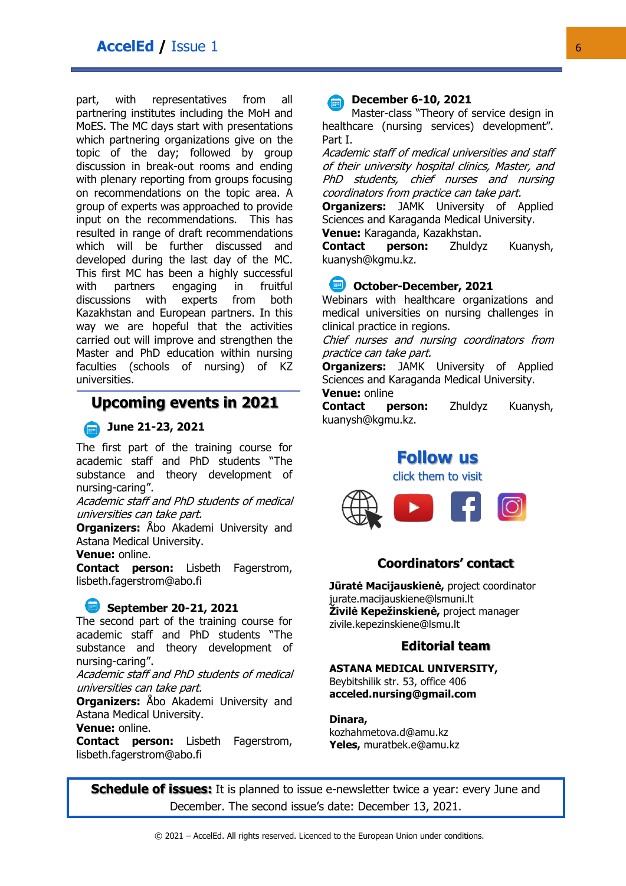part, with representatives from all partnering institutes including the MoH and MoES. The MC days start with presentations which partnering organizations give on the topic of the day; followed by group discussion in break-out rooms and ending with plenary reporting from groups focusing on recommendations on the topic area. A group of experts was approached to provide input on the recommendations. This has resulted in range of draft recommendations which will be further discussed and developed during the last day of the MC. This first MC has been a highly successful with partners engaging in fruitful discussions with experts from both Kazakhstan and European partners. In this way we are hopeful that the activities carried out will improve and strengthen the Master and PhD education within nursing faculties (schools of nursing) of KZ universities.

## Upcoming events in 2021

**June 21-23, 2021**

The first part of the training course for academic staff and PhD students "The substance and theory development of nursing-caring".

*Academic staff and PhD students of medical universities can take part.*

**Organizers:** Åbo Akademi University and Astana Medical University.

**Venue:** online.

**Contact person:** Lisbeth Fagerstrom, lisbeth.fagerstrom@abo.fi

**September 20-21, 2021**

The second part of the training course for academic staff and PhD students "The substance and theory development of nursing-caring".

*Academic staff and PhD students of medical universities can take part.*

**Organizers:** Åbo Akademi University and Astana Medical University.

**Venue:** online.

**Contact person:** Lisbeth Fagerstrom, lisbeth.fagerstrom@abo.fi

**December 6-10, 2021**

Master-class "Theory of service design in healthcare (nursing services) development". Part I.

*Academic staff of medical universities and staff of their university hospital clinics, Master, and PhD students, chief nurses and nursing coordinators from practice can take part.*

**Organizers:** JAMK University of Applied Sciences and Karaganda Medical University.

**Venue:** Karaganda, Kazakhstan.

**Contact person:** Zhuldyz Kuanysh, kuanysh@kgmu.kz.

**October-December, 2021**

Webinars with healthcare organizations and medical universities on nursing challenges in clinical practice in regions.

*Chief nurses and nursing coordinators from practice can take part.*

**Organizers:** JAMK University of Applied Sciences and Karaganda Medical University.

**Venue:** online

**Contact person:** Zhuldyz Kuanysh, kuanysh@kgmu.kz.

## Follow us

click them to visit

### Coordinators' contact

**Jūratė Macijauskienė,** project coordinator
jurate.macijauskiene@lsmuni.lt
**Živilė Kepežinskienė,** project manager
zivile.kepezinskiene@lsmu.lt

### Editorial team

**ASTANA MEDICAL UNIVERSITY,**
Beybitshilik str. 53, office 406
**acceled.nursing@gmail.com**

**Dinara,**
kozhahmetova.d@amu.kz
**Yeles,** muratbek.e@amu.kz

**Schedule of issues:** It is planned to issue e-newsletter twice a year: every June and December. The second issue's date: December 13, 2021.

© 2021 – AccelEd. All rights reserved. Licenced to the European Union under conditions.